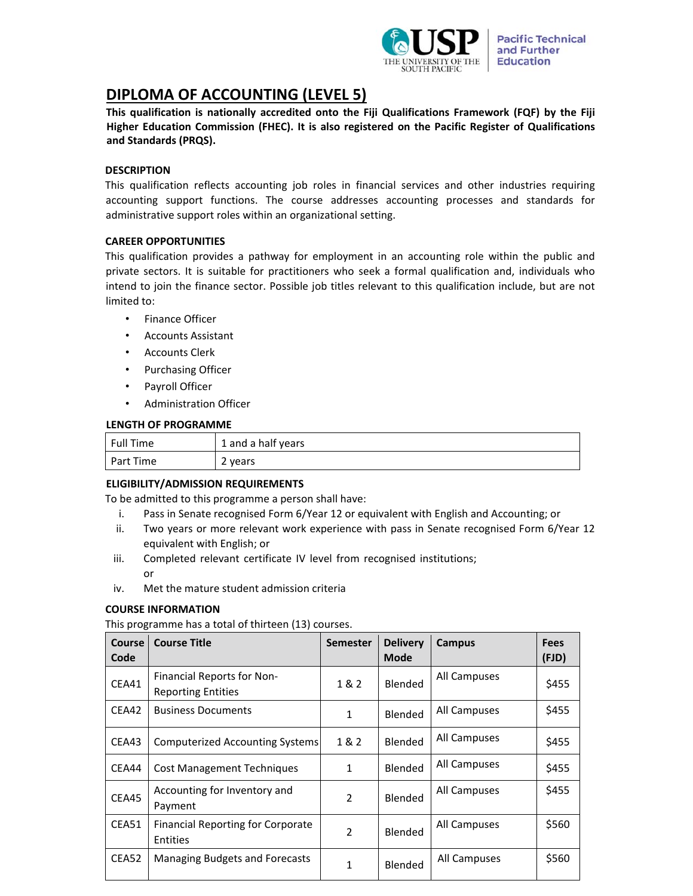# DIPLOMA OF ACCOUNTING (LEVEL 5)

**This qualification is nationally accredited onto the Fiji Qualifications Framework (FQF) by the Fiji Higher Education Commission (FHEC). It is also registered on the Pacific Register of Qualifications and Standards (PRQS).**

## DESCRIPTION

This qualification reflects accounting job roles in financial services and other industries requiring accounting support functions. The course addresses accounting processes and standards for administrative support roles within an organizational setting.

## CAREER OPPORTUNITIES

This qualification provides a pathway for employment in an accounting role within the public and private sectors. It is suitable for practitioners who seek a formal qualification and, individuals who intend to join the finance sector. Possible job titles relevant to this qualification include, but are not limited to:

- Finance Officer
- Accounts Assistant
- Accounts Clerk
- Purchasing Officer
- Payroll Officer
- Administration Officer

## LENGTH OF PROGRAMME

| Full Time | 1 and a half years |
|---|---|
| Part Time | 2 years |

## ELIGIBILITY/ADMISSION REQUIREMENTS

To be admitted to this programme a person shall have:

i. Pass in Senate recognised Form 6/Year 12 or equivalent with English and Accounting; or
ii. Two years or more relevant work experience with pass in Senate recognised Form 6/Year 12 equivalent with English; or
iii. Completed relevant certificate IV level from recognised institutions; or
iv. Met the mature student admission criteria

## COURSE INFORMATION

This programme has a total of thirteen (13) courses.

| Course Code | Course Title | Semester | Delivery Mode | Campus | Fees (FJD) |
|---|---|---|---|---|---|
| CEA41 | Financial Reports for Non-Reporting Entities | 1 & 2 | Blended | All Campuses | $455 |
| CEA42 | Business Documents | 1 | Blended | All Campuses | $455 |
| CEA43 | Computerized Accounting Systems | 1 & 2 | Blended | All Campuses | $455 |
| CEA44 | Cost Management Techniques | 1 | Blended | All Campuses | $455 |
| CEA45 | Accounting for Inventory and Payment | 2 | Blended | All Campuses | $455 |
| CEA51 | Financial Reporting for Corporate Entities | 2 | Blended | All Campuses | $560 |
| CEA52 | Managing Budgets and Forecasts | 1 | Blended | All Campuses | $560 |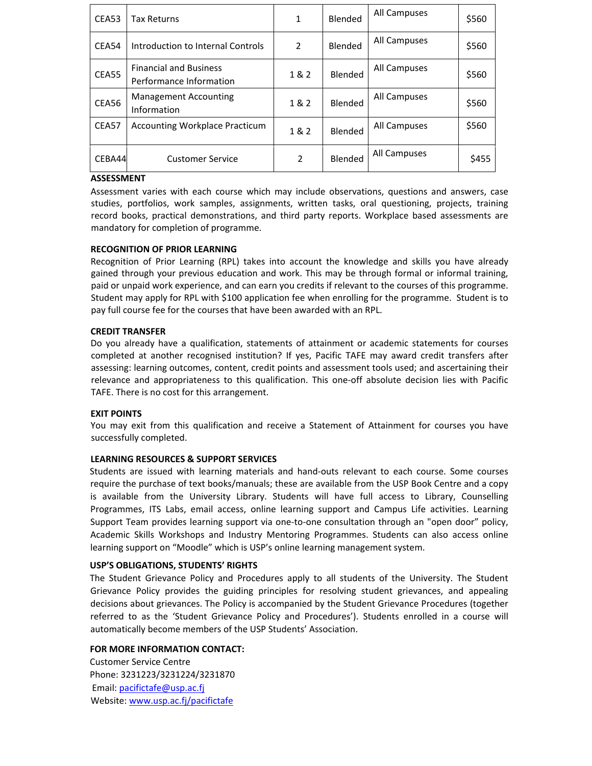| | | | | | |
|---|---|---|---|---|---|
| CEA53 | Tax Returns | 1 | Blended | All Campuses | $560 |
| CEA54 | Introduction to Internal Controls | 2 | Blended | All Campuses | $560 |
| CEA55 | Financial and Business Performance Information | 1 & 2 | Blended | All Campuses | $560 |
| CEA56 | Management Accounting Information | 1 & 2 | Blended | All Campuses | $560 |
| CEA57 | Accounting Workplace Practicum | 1 & 2 | Blended | All Campuses | $560 |
| CEBA44 | Customer Service | 2 | Blended | All Campuses | $455 |

**ASSESSMENT**

Assessment varies with each course which may include observations, questions and answers, case studies, portfolios, work samples, assignments, written tasks, oral questioning, projects, training record books, practical demonstrations, and third party reports. Workplace based assessments are mandatory for completion of programme.

**RECOGNITION OF PRIOR LEARNING**

Recognition of Prior Learning (RPL) takes into account the knowledge and skills you have already gained through your previous education and work. This may be through formal or informal training, paid or unpaid work experience, and can earn you credits if relevant to the courses of this programme. Student may apply for RPL with $100 application fee when enrolling for the programme. Student is to pay full course fee for the courses that have been awarded with an RPL.

**CREDIT TRANSFER**

Do you already have a qualification, statements of attainment or academic statements for courses completed at another recognised institution? If yes, Pacific TAFE may award credit transfers after assessing: learning outcomes, content, credit points and assessment tools used; and ascertaining their relevance and appropriateness to this qualification. This one-off absolute decision lies with Pacific TAFE. There is no cost for this arrangement.

**EXIT POINTS**

You may exit from this qualification and receive a Statement of Attainment for courses you have successfully completed.

**LEARNING RESOURCES & SUPPORT SERVICES**

Students are issued with learning materials and hand-outs relevant to each course. Some courses require the purchase of text books/manuals; these are available from the USP Book Centre and a copy is available from the University Library. Students will have full access to Library, Counselling Programmes, ITS Labs, email access, online learning support and Campus Life activities. Learning Support Team provides learning support via one-to-one consultation through an "open door" policy, Academic Skills Workshops and Industry Mentoring Programmes. Students can also access online learning support on "Moodle" which is USP's online learning management system.

**USP'S OBLIGATIONS, STUDENTS' RIGHTS**

The Student Grievance Policy and Procedures apply to all students of the University. The Student Grievance Policy provides the guiding principles for resolving student grievances, and appealing decisions about grievances. The Policy is accompanied by the Student Grievance Procedures (together referred to as the 'Student Grievance Policy and Procedures'). Students enrolled in a course will automatically become members of the USP Students' Association.

**FOR MORE INFORMATION CONTACT:**

Customer Service Centre
Phone: 3231223/3231224/3231870
Email: pacifictafe@usp.ac.fj
Website: www.usp.ac.fj/pacifictafe